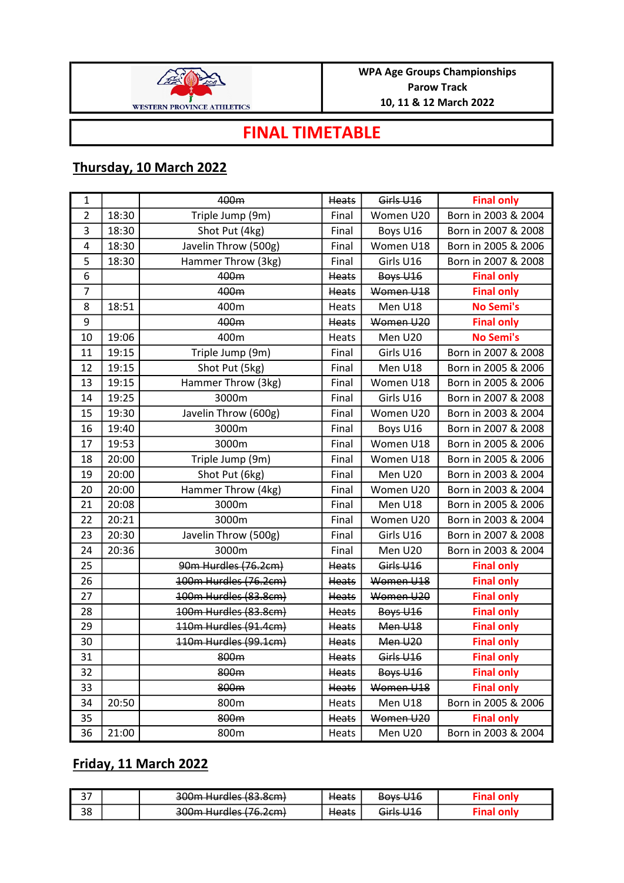| WESTERN PROVINCE ATHLETICS | WPA Age Groups Championships<br>Parow Track<br>10, 11 & 12 March 2022 |
|---|---|

# FINAL TIMETABLE

## Thursday, 10 March 2022

| | | | | | |
|---|---|---|---|---|---|
| 1 | | ~~400m~~ | ~~Heats~~ | ~~Girls U16~~ | Final only |
| 2 | 18:30 | Triple Jump (9m) | Final | Women U20 | Born in 2003 & 2004 |
| 3 | 18:30 | Shot Put (4kg) | Final | Boys U16 | Born in 2007 & 2008 |
| 4 | 18:30 | Javelin Throw (500g) | Final | Women U18 | Born in 2005 & 2006 |
| 5 | 18:30 | Hammer Throw (3kg) | Final | Girls U16 | Born in 2007 & 2008 |
| 6 | | ~~400m~~ | ~~Heats~~ | ~~Boys U16~~ | Final only |
| 7 | | ~~400m~~ | ~~Heats~~ | ~~Women U18~~ | Final only |
| 8 | 18:51 | 400m | Heats | Men U18 | No Semi's |
| 9 | | ~~400m~~ | ~~Heats~~ | ~~Women U20~~ | Final only |
| 10 | 19:06 | 400m | Heats | Men U20 | No Semi's |
| 11 | 19:15 | Triple Jump (9m) | Final | Girls U16 | Born in 2007 & 2008 |
| 12 | 19:15 | Shot Put (5kg) | Final | Men U18 | Born in 2005 & 2006 |
| 13 | 19:15 | Hammer Throw (3kg) | Final | Women U18 | Born in 2005 & 2006 |
| 14 | 19:25 | 3000m | Final | Girls U16 | Born in 2007 & 2008 |
| 15 | 19:30 | Javelin Throw (600g) | Final | Women U20 | Born in 2003 & 2004 |
| 16 | 19:40 | 3000m | Final | Boys U16 | Born in 2007 & 2008 |
| 17 | 19:53 | 3000m | Final | Women U18 | Born in 2005 & 2006 |
| 18 | 20:00 | Triple Jump (9m) | Final | Women U18 | Born in 2005 & 2006 |
| 19 | 20:00 | Shot Put (6kg) | Final | Men U20 | Born in 2003 & 2004 |
| 20 | 20:00 | Hammer Throw (4kg) | Final | Women U20 | Born in 2003 & 2004 |
| 21 | 20:08 | 3000m | Final | Men U18 | Born in 2005 & 2006 |
| 22 | 20:21 | 3000m | Final | Women U20 | Born in 2003 & 2004 |
| 23 | 20:30 | Javelin Throw (500g) | Final | Girls U16 | Born in 2007 & 2008 |
| 24 | 20:36 | 3000m | Final | Men U20 | Born in 2003 & 2004 |
| 25 | | ~~90m Hurdles (76.2cm)~~ | ~~Heats~~ | ~~Girls U16~~ | Final only |
| 26 | | ~~100m Hurdles (76.2cm)~~ | ~~Heats~~ | ~~Women U18~~ | Final only |
| 27 | | ~~100m Hurdles (83.8cm)~~ | ~~Heats~~ | ~~Women U20~~ | Final only |
| 28 | | ~~100m Hurdles (83.8cm)~~ | ~~Heats~~ | ~~Boys U16~~ | Final only |
| 29 | | ~~110m Hurdles (91.4cm)~~ | ~~Heats~~ | ~~Men U18~~ | Final only |
| 30 | | ~~110m Hurdles (99.1cm)~~ | ~~Heats~~ | ~~Men U20~~ | Final only |
| 31 | | ~~800m~~ | ~~Heats~~ | ~~Girls U16~~ | Final only |
| 32 | | ~~800m~~ | ~~Heats~~ | ~~Boys U16~~ | Final only |
| 33 | | ~~800m~~ | ~~Heats~~ | ~~Women U18~~ | Final only |
| 34 | 20:50 | 800m | Heats | Men U18 | Born in 2005 & 2006 |
| 35 | | ~~800m~~ | ~~Heats~~ | ~~Women U20~~ | Final only |
| 36 | 21:00 | 800m | Heats | Men U20 | Born in 2003 & 2004 |

## Friday, 11 March 2022

| | | | | | |
|---|---|---|---|---|---|
| 37 | | ~~300m Hurdles (83.8cm)~~ | ~~Heats~~ | ~~Boys U16~~ | Final only |
| 38 | | ~~300m Hurdles (76.2cm)~~ | ~~Heats~~ | ~~Girls U16~~ | Final only |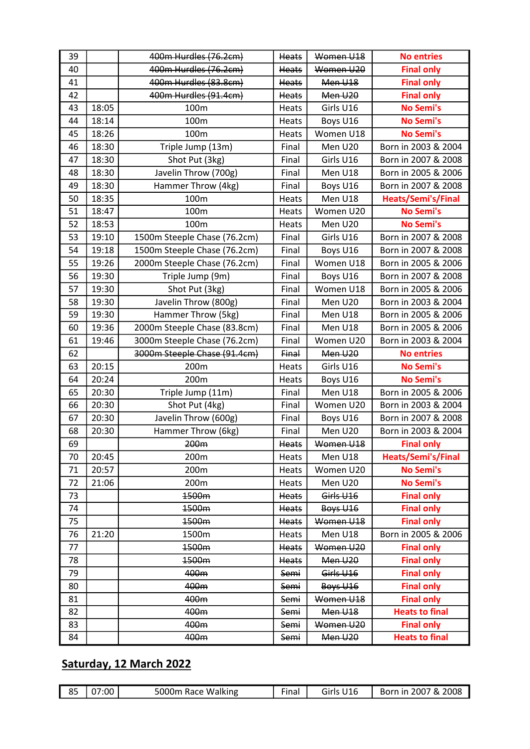| 39 | | ~~400m Hurdles (76.2cm)~~ | ~~Heats~~ | ~~Women U18~~ | **No entries** |
|---|---|---|---|---|---|
| 40 | | ~~400m Hurdles (76.2cm)~~ | ~~Heats~~ | ~~Women U20~~ | **Final only** |
| 41 | | ~~400m Hurdles (83.8cm)~~ | ~~Heats~~ | ~~Men U18~~ | **Final only** |
| 42 | | ~~400m Hurdles (91.4cm)~~ | ~~Heats~~ | ~~Men U20~~ | **Final only** |
| 43 | 18:05 | 100m | Heats | Girls U16 | **No Semi's** |
| 44 | 18:14 | 100m | Heats | Boys U16 | **No Semi's** |
| 45 | 18:26 | 100m | Heats | Women U18 | **No Semi's** |
| 46 | 18:30 | Triple Jump (13m) | Final | Men U20 | Born in 2003 & 2004 |
| 47 | 18:30 | Shot Put (3kg) | Final | Girls U16 | Born in 2007 & 2008 |
| 48 | 18:30 | Javelin Throw (700g) | Final | Men U18 | Born in 2005 & 2006 |
| 49 | 18:30 | Hammer Throw (4kg) | Final | Boys U16 | Born in 2007 & 2008 |
| 50 | 18:35 | 100m | Heats | Men U18 | **Heats/Semi's/Final** |
| 51 | 18:47 | 100m | Heats | Women U20 | **No Semi's** |
| 52 | 18:53 | 100m | Heats | Men U20 | **No Semi's** |
| 53 | 19:10 | 1500m Steeple Chase (76.2cm) | Final | Girls U16 | Born in 2007 & 2008 |
| 54 | 19:18 | 1500m Steeple Chase (76.2cm) | Final | Boys U16 | Born in 2007 & 2008 |
| 55 | 19:26 | 2000m Steeple Chase (76.2cm) | Final | Women U18 | Born in 2005 & 2006 |
| 56 | 19:30 | Triple Jump (9m) | Final | Boys U16 | Born in 2007 & 2008 |
| 57 | 19:30 | Shot Put (3kg) | Final | Women U18 | Born in 2005 & 2006 |
| 58 | 19:30 | Javelin Throw (800g) | Final | Men U20 | Born in 2003 & 2004 |
| 59 | 19:30 | Hammer Throw (5kg) | Final | Men U18 | Born in 2005 & 2006 |
| 60 | 19:36 | 2000m Steeple Chase (83.8cm) | Final | Men U18 | Born in 2005 & 2006 |
| 61 | 19:46 | 3000m Steeple Chase (76.2cm) | Final | Women U20 | Born in 2003 & 2004 |
| 62 | | ~~3000m Steeple Chase (91.4cm)~~ | ~~Final~~ | ~~Men U20~~ | **No entries** |
| 63 | 20:15 | 200m | Heats | Girls U16 | **No Semi's** |
| 64 | 20:24 | 200m | Heats | Boys U16 | **No Semi's** |
| 65 | 20:30 | Triple Jump (11m) | Final | Men U18 | Born in 2005 & 2006 |
| 66 | 20:30 | Shot Put (4kg) | Final | Women U20 | Born in 2003 & 2004 |
| 67 | 20:30 | Javelin Throw (600g) | Final | Boys U16 | Born in 2007 & 2008 |
| 68 | 20:30 | Hammer Throw (6kg) | Final | Men U20 | Born in 2003 & 2004 |
| 69 | | ~~200m~~ | ~~Heats~~ | ~~Women U18~~ | **Final only** |
| 70 | 20:45 | 200m | Heats | Men U18 | **Heats/Semi's/Final** |
| 71 | 20:57 | 200m | Heats | Women U20 | **No Semi's** |
| 72 | 21:06 | 200m | Heats | Men U20 | **No Semi's** |
| 73 | | ~~1500m~~ | ~~Heats~~ | ~~Girls U16~~ | **Final only** |
| 74 | | ~~1500m~~ | ~~Heats~~ | ~~Boys U16~~ | **Final only** |
| 75 | | ~~1500m~~ | ~~Heats~~ | ~~Women U18~~ | **Final only** |
| 76 | 21:20 | 1500m | Heats | Men U18 | Born in 2005 & 2006 |
| 77 | | ~~1500m~~ | ~~Heats~~ | ~~Women U20~~ | **Final only** |
| 78 | | ~~1500m~~ | ~~Heats~~ | ~~Men U20~~ | **Final only** |
| 79 | | ~~400m~~ | ~~Semi~~ | ~~Girls U16~~ | **Final only** |
| 80 | | ~~400m~~ | ~~Semi~~ | ~~Boys U16~~ | **Final only** |
| 81 | | ~~400m~~ | ~~Semi~~ | ~~Women U18~~ | **Final only** |
| 82 | | ~~400m~~ | ~~Semi~~ | ~~Men U18~~ | **Heats to final** |
| 83 | | ~~400m~~ | ~~Semi~~ | ~~Women U20~~ | **Final only** |
| 84 | | ~~400m~~ | ~~Semi~~ | ~~Men U20~~ | **Heats to final** |

## Saturday, 12 March 2022

| 85 | 07:00 | 5000m Race Walking | Final | Girls U16 | Born in 2007 & 2008 |
|---|---|---|---|---|---|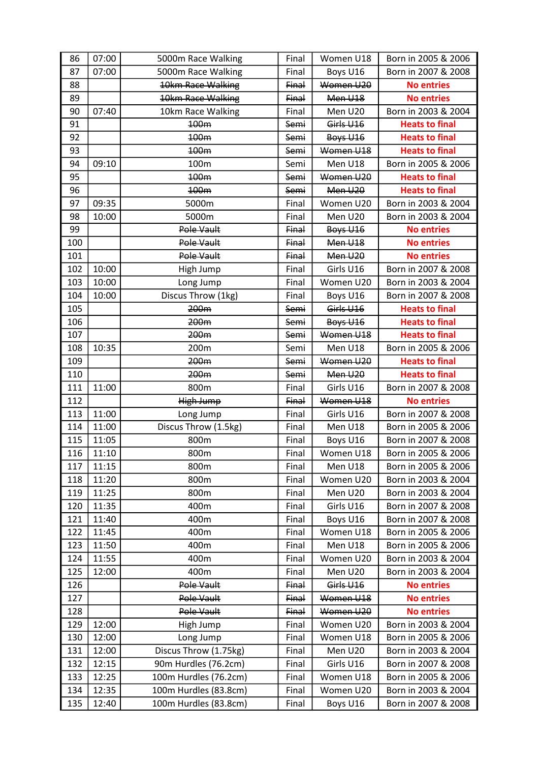| 86 | 07:00 | 5000m Race Walking | Final | Women U18 | Born in 2005 & 2006 |
|---|---|---|---|---|---|
| 87 | 07:00 | 5000m Race Walking | Final | Boys U16 | Born in 2007 & 2008 |
| 88 | | ~~10km Race Walking~~ | ~~Final~~ | ~~Women U20~~ | No entries |
| 89 | | ~~10km Race Walking~~ | ~~Final~~ | ~~Men U18~~ | No entries |
| 90 | 07:40 | 10km Race Walking | Final | Men U20 | Born in 2003 & 2004 |
| 91 | | ~~100m~~ | ~~Semi~~ | ~~Girls U16~~ | Heats to final |
| 92 | | ~~100m~~ | ~~Semi~~ | ~~Boys U16~~ | Heats to final |
| 93 | | ~~100m~~ | ~~Semi~~ | ~~Women U18~~ | Heats to final |
| 94 | 09:10 | 100m | Semi | Men U18 | Born in 2005 & 2006 |
| 95 | | ~~100m~~ | ~~Semi~~ | ~~Women U20~~ | Heats to final |
| 96 | | ~~100m~~ | ~~Semi~~ | ~~Men U20~~ | Heats to final |
| 97 | 09:35 | 5000m | Final | Women U20 | Born in 2003 & 2004 |
| 98 | 10:00 | 5000m | Final | Men U20 | Born in 2003 & 2004 |
| 99 | | ~~Pole Vault~~ | ~~Final~~ | ~~Boys U16~~ | No entries |
| 100 | | ~~Pole Vault~~ | ~~Final~~ | ~~Men U18~~ | No entries |
| 101 | | ~~Pole Vault~~ | ~~Final~~ | ~~Men U20~~ | No entries |
| 102 | 10:00 | High Jump | Final | Girls U16 | Born in 2007 & 2008 |
| 103 | 10:00 | Long Jump | Final | Women U20 | Born in 2003 & 2004 |
| 104 | 10:00 | Discus Throw (1kg) | Final | Boys U16 | Born in 2007 & 2008 |
| 105 | | ~~200m~~ | ~~Semi~~ | ~~Girls U16~~ | Heats to final |
| 106 | | ~~200m~~ | ~~Semi~~ | ~~Boys U16~~ | Heats to final |
| 107 | | ~~200m~~ | ~~Semi~~ | ~~Women U18~~ | Heats to final |
| 108 | 10:35 | 200m | Semi | Men U18 | Born in 2005 & 2006 |
| 109 | | ~~200m~~ | ~~Semi~~ | ~~Women U20~~ | Heats to final |
| 110 | | ~~200m~~ | ~~Semi~~ | ~~Men U20~~ | Heats to final |
| 111 | 11:00 | 800m | Final | Girls U16 | Born in 2007 & 2008 |
| 112 | | ~~High Jump~~ | ~~Final~~ | ~~Women U18~~ | No entries |
| 113 | 11:00 | Long Jump | Final | Girls U16 | Born in 2007 & 2008 |
| 114 | 11:00 | Discus Throw (1.5kg) | Final | Men U18 | Born in 2005 & 2006 |
| 115 | 11:05 | 800m | Final | Boys U16 | Born in 2007 & 2008 |
| 116 | 11:10 | 800m | Final | Women U18 | Born in 2005 & 2006 |
| 117 | 11:15 | 800m | Final | Men U18 | Born in 2005 & 2006 |
| 118 | 11:20 | 800m | Final | Women U20 | Born in 2003 & 2004 |
| 119 | 11:25 | 800m | Final | Men U20 | Born in 2003 & 2004 |
| 120 | 11:35 | 400m | Final | Girls U16 | Born in 2007 & 2008 |
| 121 | 11:40 | 400m | Final | Boys U16 | Born in 2007 & 2008 |
| 122 | 11:45 | 400m | Final | Women U18 | Born in 2005 & 2006 |
| 123 | 11:50 | 400m | Final | Men U18 | Born in 2005 & 2006 |
| 124 | 11:55 | 400m | Final | Women U20 | Born in 2003 & 2004 |
| 125 | 12:00 | 400m | Final | Men U20 | Born in 2003 & 2004 |
| 126 | | ~~Pole Vault~~ | ~~Final~~ | ~~Girls U16~~ | No entries |
| 127 | | ~~Pole Vault~~ | ~~Final~~ | ~~Women U18~~ | No entries |
| 128 | | ~~Pole Vault~~ | ~~Final~~ | ~~Women U20~~ | No entries |
| 129 | 12:00 | High Jump | Final | Women U20 | Born in 2003 & 2004 |
| 130 | 12:00 | Long Jump | Final | Women U18 | Born in 2005 & 2006 |
| 131 | 12:00 | Discus Throw (1.75kg) | Final | Men U20 | Born in 2003 & 2004 |
| 132 | 12:15 | 90m Hurdles (76.2cm) | Final | Girls U16 | Born in 2007 & 2008 |
| 133 | 12:25 | 100m Hurdles (76.2cm) | Final | Women U18 | Born in 2005 & 2006 |
| 134 | 12:35 | 100m Hurdles (83.8cm) | Final | Women U20 | Born in 2003 & 2004 |
| 135 | 12:40 | 100m Hurdles (83.8cm) | Final | Boys U16 | Born in 2007 & 2008 |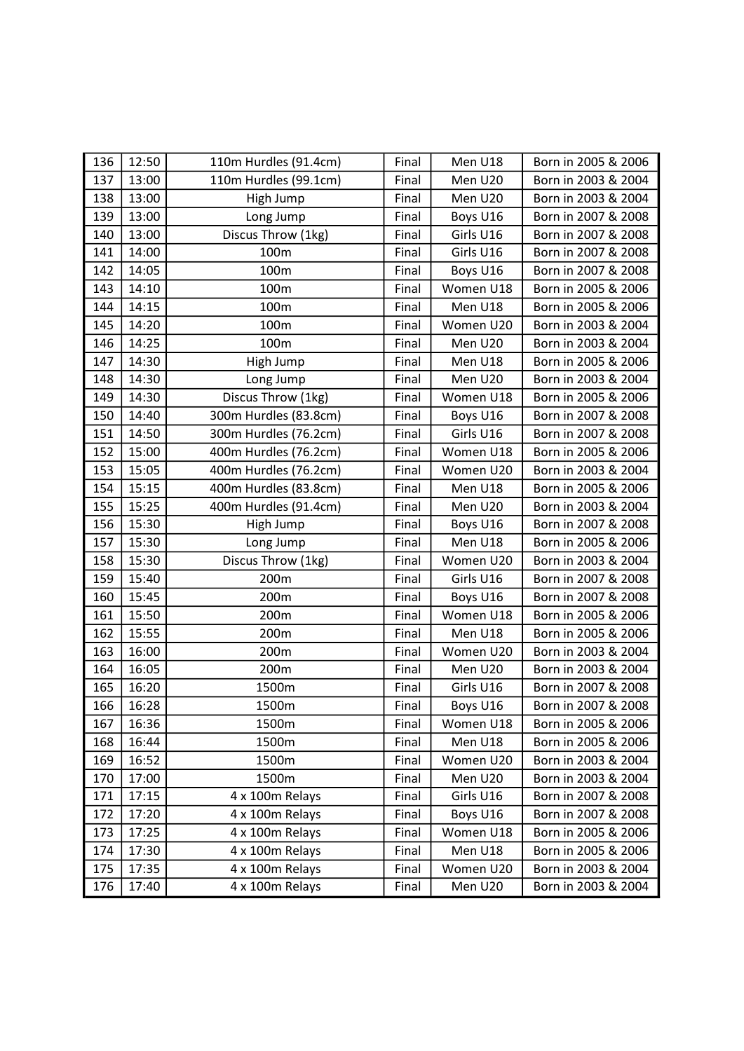| | | | | | |
|---|---|---|---|---|---|
| 136 | 12:50 | 110m Hurdles (91.4cm) | Final | Men U18 | Born in 2005 & 2006 |
| 137 | 13:00 | 110m Hurdles (99.1cm) | Final | Men U20 | Born in 2003 & 2004 |
| 138 | 13:00 | High Jump | Final | Men U20 | Born in 2003 & 2004 |
| 139 | 13:00 | Long Jump | Final | Boys U16 | Born in 2007 & 2008 |
| 140 | 13:00 | Discus Throw (1kg) | Final | Girls U16 | Born in 2007 & 2008 |
| 141 | 14:00 | 100m | Final | Girls U16 | Born in 2007 & 2008 |
| 142 | 14:05 | 100m | Final | Boys U16 | Born in 2007 & 2008 |
| 143 | 14:10 | 100m | Final | Women U18 | Born in 2005 & 2006 |
| 144 | 14:15 | 100m | Final | Men U18 | Born in 2005 & 2006 |
| 145 | 14:20 | 100m | Final | Women U20 | Born in 2003 & 2004 |
| 146 | 14:25 | 100m | Final | Men U20 | Born in 2003 & 2004 |
| 147 | 14:30 | High Jump | Final | Men U18 | Born in 2005 & 2006 |
| 148 | 14:30 | Long Jump | Final | Men U20 | Born in 2003 & 2004 |
| 149 | 14:30 | Discus Throw (1kg) | Final | Women U18 | Born in 2005 & 2006 |
| 150 | 14:40 | 300m Hurdles (83.8cm) | Final | Boys U16 | Born in 2007 & 2008 |
| 151 | 14:50 | 300m Hurdles (76.2cm) | Final | Girls U16 | Born in 2007 & 2008 |
| 152 | 15:00 | 400m Hurdles (76.2cm) | Final | Women U18 | Born in 2005 & 2006 |
| 153 | 15:05 | 400m Hurdles (76.2cm) | Final | Women U20 | Born in 2003 & 2004 |
| 154 | 15:15 | 400m Hurdles (83.8cm) | Final | Men U18 | Born in 2005 & 2006 |
| 155 | 15:25 | 400m Hurdles (91.4cm) | Final | Men U20 | Born in 2003 & 2004 |
| 156 | 15:30 | High Jump | Final | Boys U16 | Born in 2007 & 2008 |
| 157 | 15:30 | Long Jump | Final | Men U18 | Born in 2005 & 2006 |
| 158 | 15:30 | Discus Throw (1kg) | Final | Women U20 | Born in 2003 & 2004 |
| 159 | 15:40 | 200m | Final | Girls U16 | Born in 2007 & 2008 |
| 160 | 15:45 | 200m | Final | Boys U16 | Born in 2007 & 2008 |
| 161 | 15:50 | 200m | Final | Women U18 | Born in 2005 & 2006 |
| 162 | 15:55 | 200m | Final | Men U18 | Born in 2005 & 2006 |
| 163 | 16:00 | 200m | Final | Women U20 | Born in 2003 & 2004 |
| 164 | 16:05 | 200m | Final | Men U20 | Born in 2003 & 2004 |
| 165 | 16:20 | 1500m | Final | Girls U16 | Born in 2007 & 2008 |
| 166 | 16:28 | 1500m | Final | Boys U16 | Born in 2007 & 2008 |
| 167 | 16:36 | 1500m | Final | Women U18 | Born in 2005 & 2006 |
| 168 | 16:44 | 1500m | Final | Men U18 | Born in 2005 & 2006 |
| 169 | 16:52 | 1500m | Final | Women U20 | Born in 2003 & 2004 |
| 170 | 17:00 | 1500m | Final | Men U20 | Born in 2003 & 2004 |
| 171 | 17:15 | 4 x 100m Relays | Final | Girls U16 | Born in 2007 & 2008 |
| 172 | 17:20 | 4 x 100m Relays | Final | Boys U16 | Born in 2007 & 2008 |
| 173 | 17:25 | 4 x 100m Relays | Final | Women U18 | Born in 2005 & 2006 |
| 174 | 17:30 | 4 x 100m Relays | Final | Men U18 | Born in 2005 & 2006 |
| 175 | 17:35 | 4 x 100m Relays | Final | Women U20 | Born in 2003 & 2004 |
| 176 | 17:40 | 4 x 100m Relays | Final | Men U20 | Born in 2003 & 2004 |